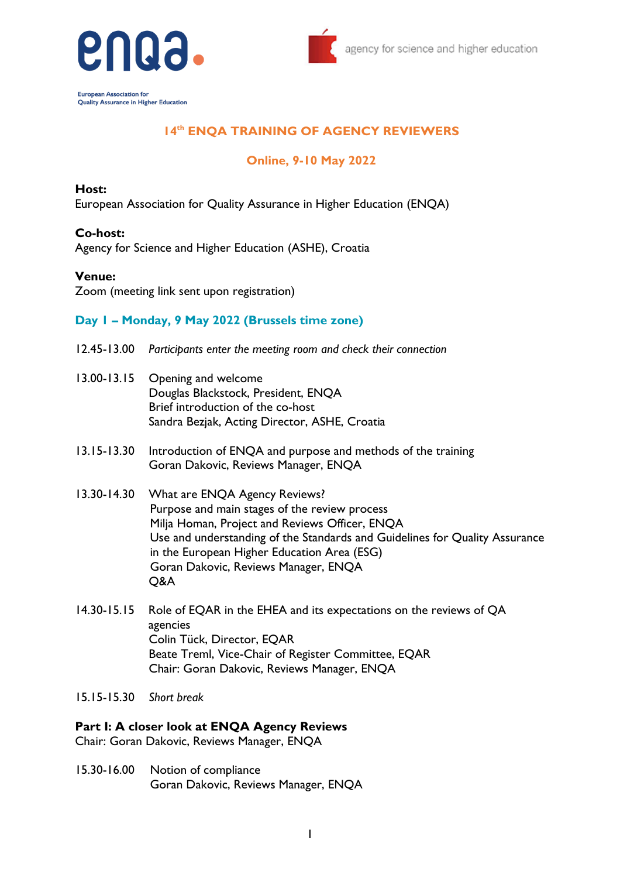European Association for Quality Assurance in Higher Education

agency for science and higher education

# 14th ENQA TRAINING OF AGENCY REVIEWERS

## Online, 9-10 May 2022

**Host:**
European Association for Quality Assurance in Higher Education (ENQA)

**Co-host:**
Agency for Science and Higher Education (ASHE), Croatia

**Venue:**
Zoom (meeting link sent upon registration)

### Day 1 – Monday, 9 May 2022 (Brussels time zone)

12.45-13.00 *Participants enter the meeting room and check their connection*

13.00-13.15 Opening and welcome
Douglas Blackstock, President, ENQA
Brief introduction of the co-host
Sandra Bezjak, Acting Director, ASHE, Croatia

13.15-13.30 Introduction of ENQA and purpose and methods of the training
Goran Dakovic, Reviews Manager, ENQA

13.30-14.30 What are ENQA Agency Reviews?
Purpose and main stages of the review process
Milja Homan, Project and Reviews Officer, ENQA
Use and understanding of the Standards and Guidelines for Quality Assurance in the European Higher Education Area (ESG)
Goran Dakovic, Reviews Manager, ENQA
Q&A

14.30-15.15 Role of EQAR in the EHEA and its expectations on the reviews of QA agencies
Colin Tück, Director, EQAR
Beate Treml, Vice-Chair of Register Committee, EQAR
Chair: Goran Dakovic, Reviews Manager, ENQA

15.15-15.30 *Short break*

**Part I: A closer look at ENQA Agency Reviews**
Chair: Goran Dakovic, Reviews Manager, ENQA

15.30-16.00 Notion of compliance
Goran Dakovic, Reviews Manager, ENQA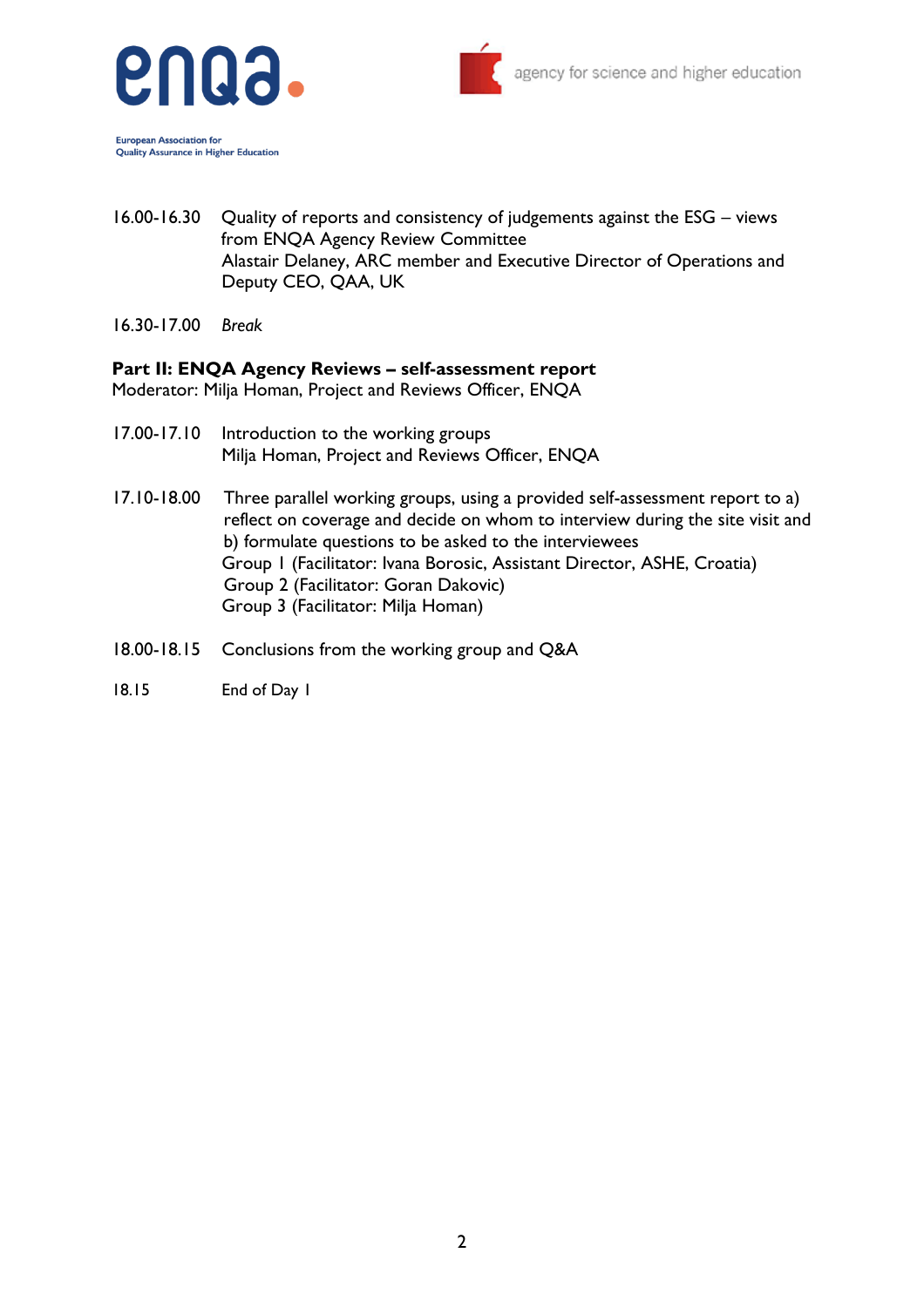16.00-16.30 Quality of reports and consistency of judgements against the ESG – views from ENQA Agency Review Committee
Alastair Delaney, ARC member and Executive Director of Operations and Deputy CEO, QAA, UK

16.30-17.00 *Break*

**Part II: ENQA Agency Reviews – self-assessment report**
Moderator: Milja Homan, Project and Reviews Officer, ENQA

17.00-17.10 Introduction to the working groups
Milja Homan, Project and Reviews Officer, ENQA

17.10-18.00 Three parallel working groups, using a provided self-assessment report to a) reflect on coverage and decide on whom to interview during the site visit and b) formulate questions to be asked to the interviewees
Group 1 (Facilitator: Ivana Borosic, Assistant Director, ASHE, Croatia)
Group 2 (Facilitator: Goran Dakovic)
Group 3 (Facilitator: Milja Homan)

18.00-18.15 Conclusions from the working group and Q&A

18.15 End of Day 1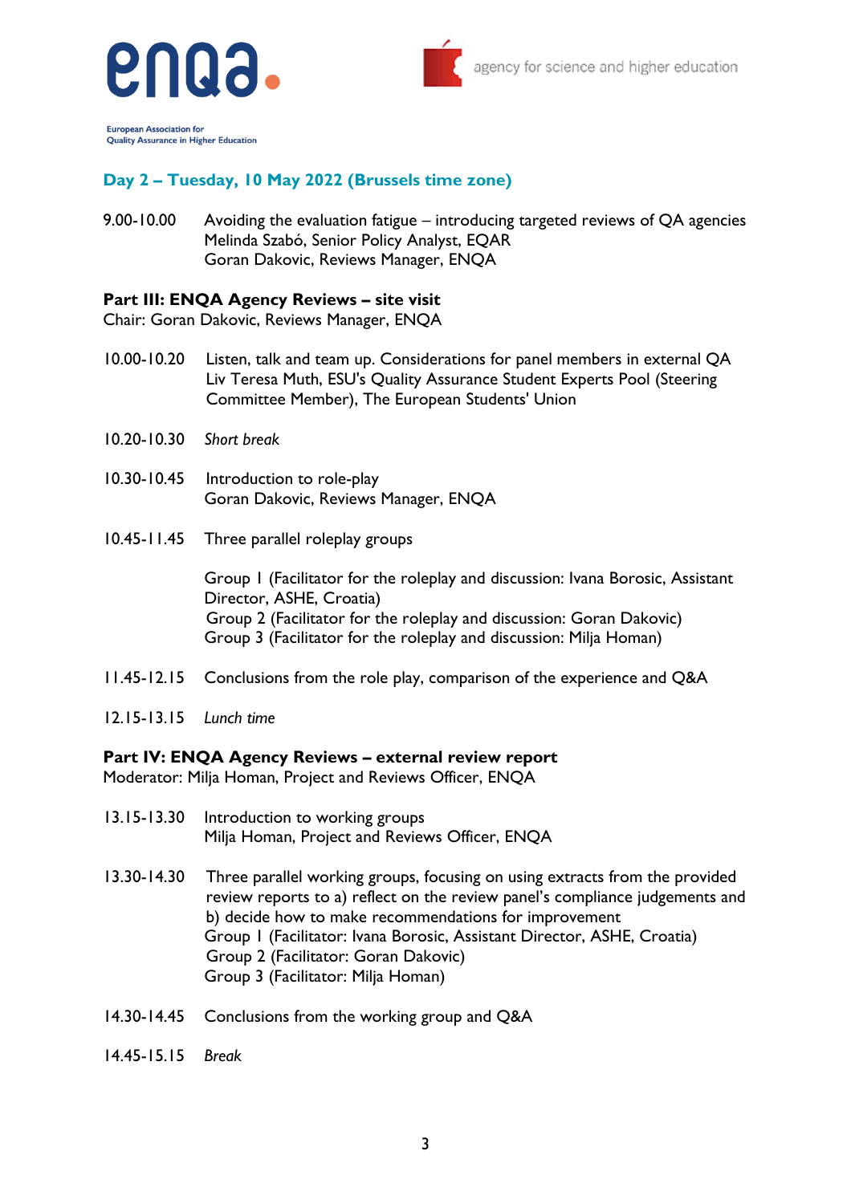## Day 2 – Tuesday, 10 May 2022 (Brussels time zone)

9.00-10.00 Avoiding the evaluation fatigue – introducing targeted reviews of QA agencies
Melinda Szabó, Senior Policy Analyst, EQAR
Goran Dakovic, Reviews Manager, ENQA

**Part III: ENQA Agency Reviews – site visit**
Chair: Goran Dakovic, Reviews Manager, ENQA

10.00-10.20 Listen, talk and team up. Considerations for panel members in external QA
Liv Teresa Muth, ESU's Quality Assurance Student Experts Pool (Steering Committee Member), The European Students' Union

10.20-10.30 *Short break*

10.30-10.45 Introduction to role-play
Goran Dakovic, Reviews Manager, ENQA

10.45-11.45 Three parallel roleplay groups

Group 1 (Facilitator for the roleplay and discussion: Ivana Borosic, Assistant Director, ASHE, Croatia)
Group 2 (Facilitator for the roleplay and discussion: Goran Dakovic)
Group 3 (Facilitator for the roleplay and discussion: Milja Homan)

11.45-12.15 Conclusions from the role play, comparison of the experience and Q&A

12.15-13.15 *Lunch time*

**Part IV: ENQA Agency Reviews – external review report**
Moderator: Milja Homan, Project and Reviews Officer, ENQA

13.15-13.30 Introduction to working groups
Milja Homan, Project and Reviews Officer, ENQA

13.30-14.30 Three parallel working groups, focusing on using extracts from the provided review reports to a) reflect on the review panel's compliance judgements and b) decide how to make recommendations for improvement
Group 1 (Facilitator: Ivana Borosic, Assistant Director, ASHE, Croatia)
Group 2 (Facilitator: Goran Dakovic)
Group 3 (Facilitator: Milja Homan)

14.30-14.45 Conclusions from the working group and Q&A

14.45-15.15 *Break*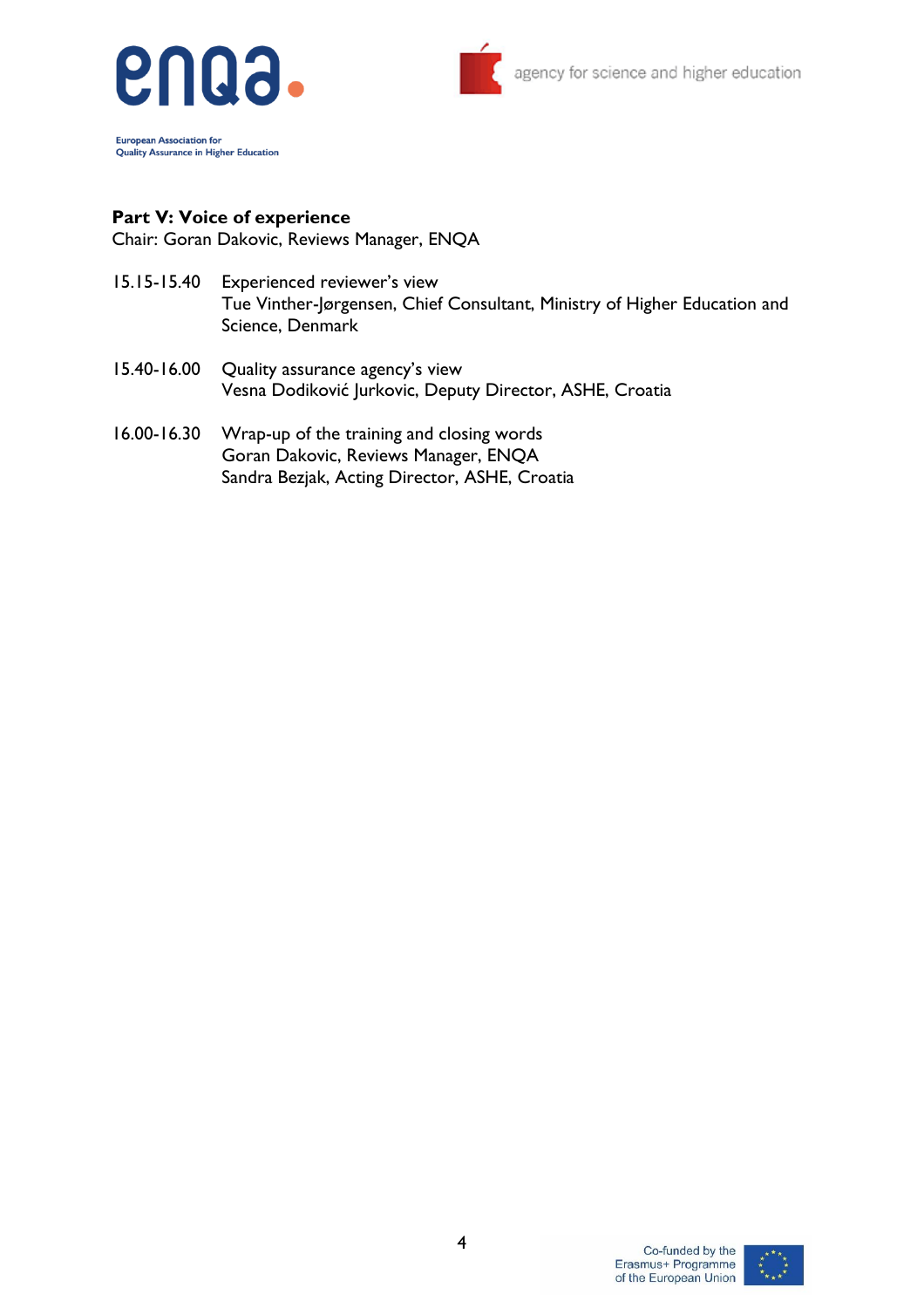**Part V: Voice of experience**

Chair: Goran Dakovic, Reviews Manager, ENQA

| | |
|---|---|
| 15.15-15.40 | Experienced reviewer's view<br>Tue Vinther-Jørgensen, Chief Consultant, Ministry of Higher Education and Science, Denmark |
| 15.40-16.00 | Quality assurance agency's view<br>Vesna Dodiković Jurkovic, Deputy Director, ASHE, Croatia |
| 16.00-16.30 | Wrap-up of the training and closing words<br>Goran Dakovic, Reviews Manager, ENQA<br>Sandra Bezjak, Acting Director, ASHE, Croatia |